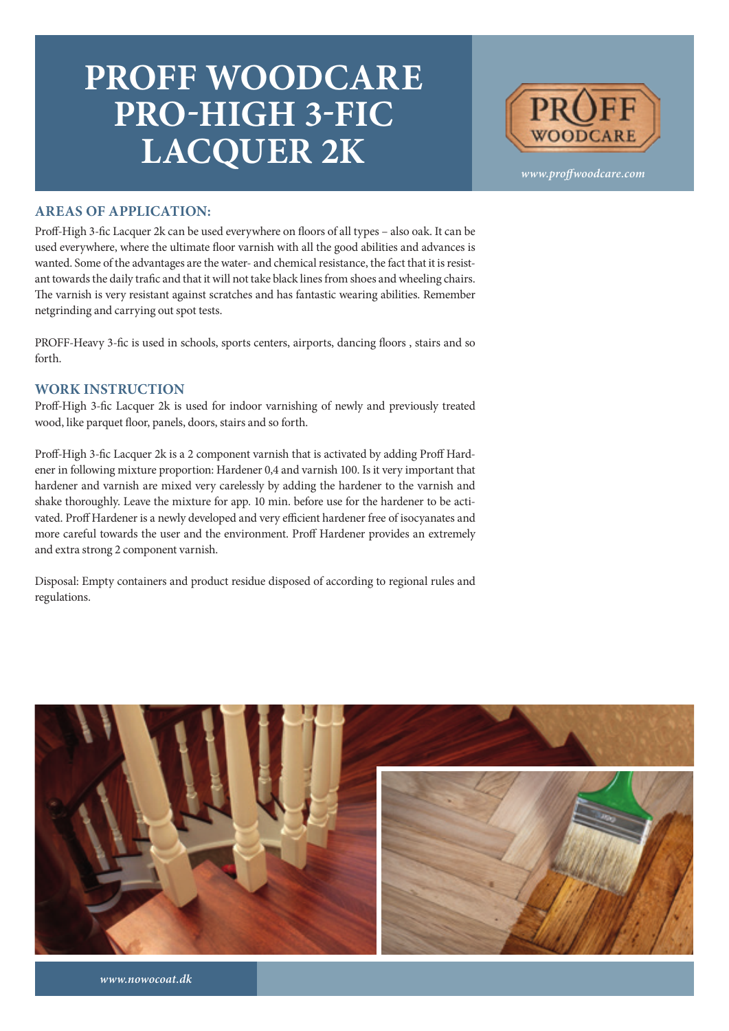# PROFF WOODCARE PRO-HIGH 3-FIC LACQUER 2K

PROFF WOODCARE

*www.proffwoodcare.com*

## AREAS OF APPLICATION:

Proff-High 3-fic Lacquer 2k can be used everywhere on floors of all types – also oak. It can be used everywhere, where the ultimate floor varnish with all the good abilities and advances is wanted. Some of the advantages are the water- and chemical resistance, the fact that it is resistant towards the daily trafic and that it will not take black lines from shoes and wheeling chairs. The varnish is very resistant against scratches and has fantastic wearing abilities. Remember netgrinding and carrying out spot tests.

PROFF-Heavy 3-fic is used in schools, sports centers, airports, dancing floors , stairs and so forth.

## WORK INSTRUCTION

Proff-High 3-fic Lacquer 2k is used for indoor varnishing of newly and previously treated wood, like parquet floor, panels, doors, stairs and so forth.

Proff-High 3-fic Lacquer 2k is a 2 component varnish that is activated by adding Proff Hardener in following mixture proportion: Hardener 0,4 and varnish 100. Is it very important that hardener and varnish are mixed very carelessly by adding the hardener to the varnish and shake thoroughly. Leave the mixture for app. 10 min. before use for the hardener to be activated. Proff Hardener is a newly developed and very efficient hardener free of isocyanates and more careful towards the user and the environment. Proff Hardener provides an extremely and extra strong 2 component varnish.

Disposal: Empty containers and product residue disposed of according to regional rules and regulations.

*www.nowocoat.dk*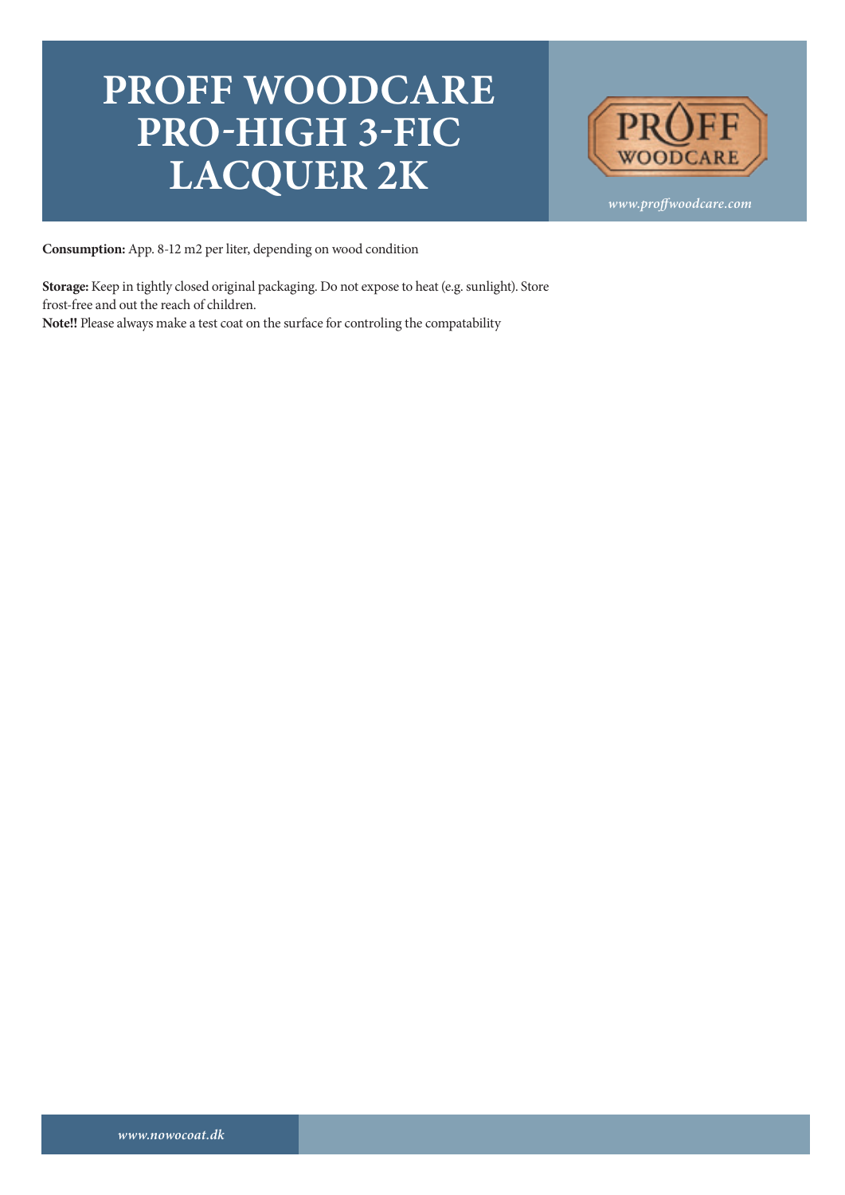# PROFF WOODCARE PRO-HIGH 3-FIC LACQUER 2K

*www.proffwoodcare.com*

**Consumption:** App. 8-12 m2 per liter, depending on wood condition

**Storage:** Keep in tightly closed original packaging. Do not expose to heat (e.g. sunlight). Store frost-free and out the reach of children.

**Note!!** Please always make a test coat on the surface for controling the compatability

*www.nowocoat.dk*